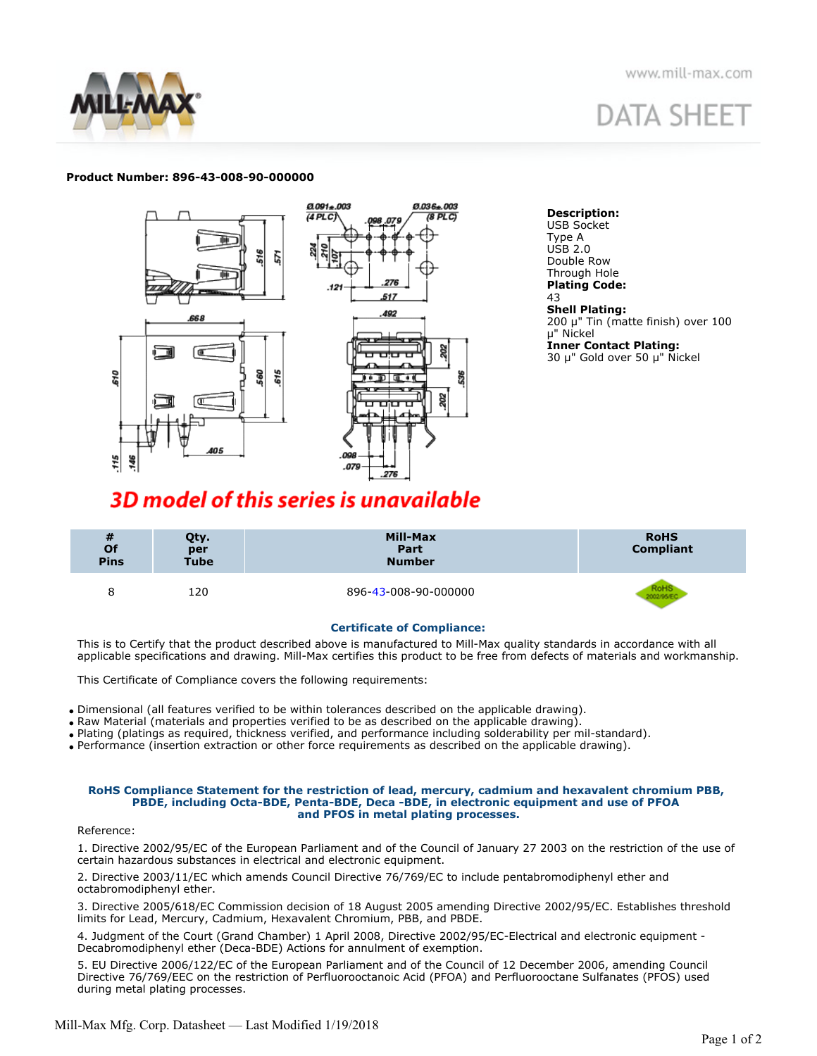**Product Number: 896-43-008-90-000000**

**Description:**
USB Socket
Type A
USB 2.0
Double Row
Through Hole

**Plating Code:**
43

**Shell Plating:**
200 μ" Tin (matte finish) over 100 μ" Nickel

**Inner Contact Plating:**
30 μ" Gold over 50 μ" Nickel

**3D model of this series is unavailable**

| # Of Pins | Qty. per Tube | Mill-Max Part Number | RoHS Compliant |
|---|---|---|---|
| 8 | 120 | 896-43-008-90-000000 | RoHS 2002/95/EC |

**Certificate of Compliance:**

This is to Certify that the product described above is manufactured to Mill-Max quality standards in accordance with all applicable specifications and drawing. Mill-Max certifies this product to be free from defects of materials and workmanship.

This Certificate of Compliance covers the following requirements:

- Dimensional (all features verified to be within tolerances described on the applicable drawing).
- Raw Material (materials and properties verified to be as described on the applicable drawing).
- Plating (platings as required, thickness verified, and performance including solderability per mil-standard).
- Performance (insertion extraction or other force requirements as described on the applicable drawing).

**RoHS Compliance Statement for the restriction of lead, mercury, cadmium and hexavalent chromium PBB, PBDE, including Octa-BDE, Penta-BDE, Deca -BDE, in electronic equipment and use of PFOA and PFOS in metal plating processes.**

Reference:

1. Directive 2002/95/EC of the European Parliament and of the Council of January 27 2003 on the restriction of the use of certain hazardous substances in electrical and electronic equipment.
2. Directive 2003/11/EC which amends Council Directive 76/769/EC to include pentabromodiphenyl ether and octabromodiphenyl ether.
3. Directive 2005/618/EC Commission decision of 18 August 2005 amending Directive 2002/95/EC. Establishes threshold limits for Lead, Mercury, Cadmium, Hexavalent Chromium, PBB, and PBDE.
4. Judgment of the Court (Grand Chamber) 1 April 2008, Directive 2002/95/EC-Electrical and electronic equipment - Decabromodiphenyl ether (Deca-BDE) Actions for annulment of exemption.
5. EU Directive 2006/122/EC of the European Parliament and of the Council of 12 December 2006, amending Council Directive 76/769/EEC on the restriction of Perfluorooctanoic Acid (PFOA) and Perfluorooctane Sulfanates (PFOS) used during metal plating processes.

Mill-Max Mfg. Corp. Datasheet — Last Modified 1/19/2018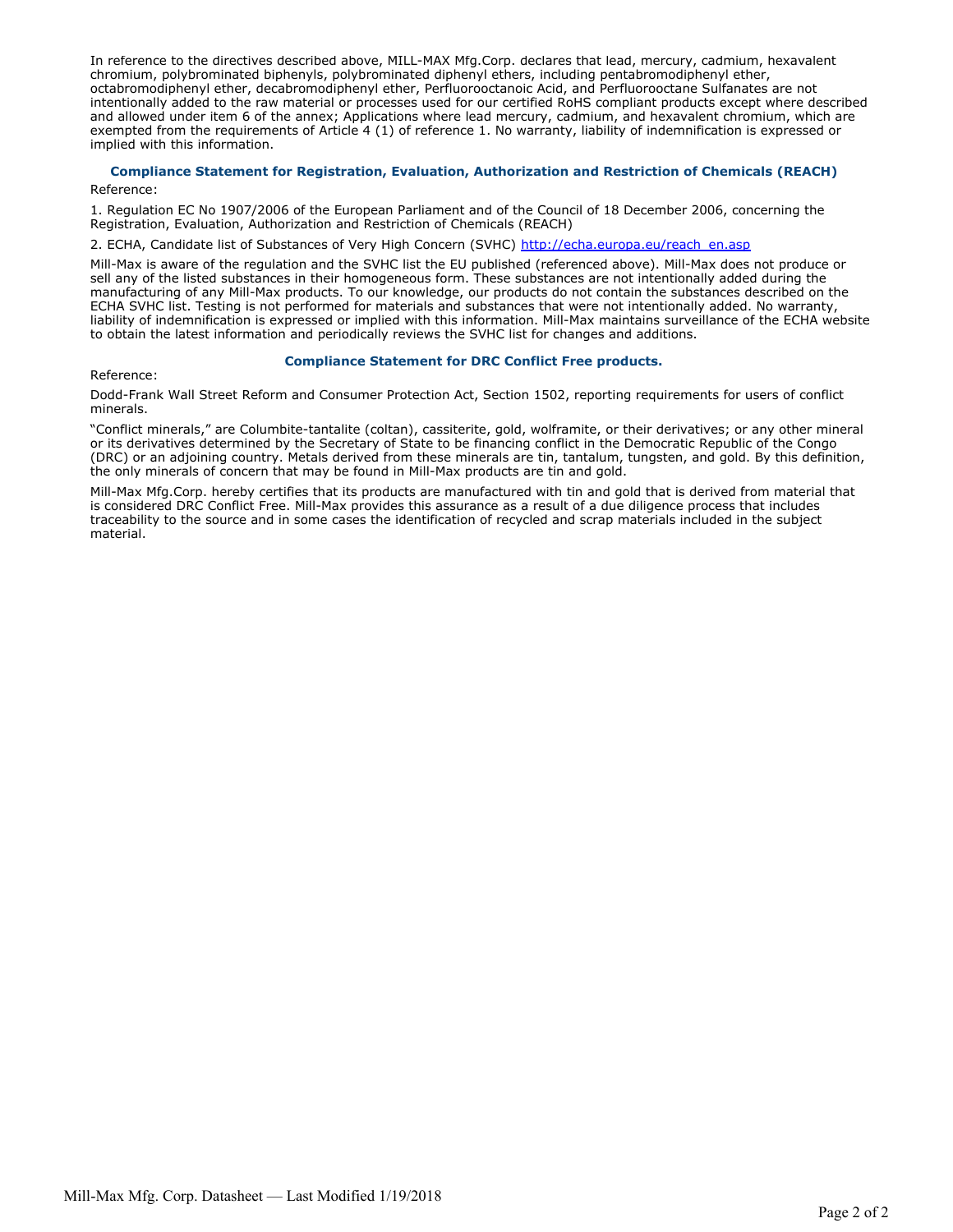In reference to the directives described above, MILL-MAX Mfg.Corp. declares that lead, mercury, cadmium, hexavalent chromium, polybrominated biphenyls, polybrominated diphenyl ethers, including pentabromodiphenyl ether, octabromodiphenyl ether, decabromodiphenyl ether, Perfluorooctanoic Acid, and Perfluorooctane Sulfanates are not intentionally added to the raw material or processes used for our certified RoHS compliant products except where described and allowed under item 6 of the annex; Applications where lead mercury, cadmium, and hexavalent chromium, which are exempted from the requirements of Article 4 (1) of reference 1. No warranty, liability of indemnification is expressed or implied with this information.

### Compliance Statement for Registration, Evaluation, Authorization and Restriction of Chemicals (REACH)

Reference:

1. Regulation EC No 1907/2006 of the European Parliament and of the Council of 18 December 2006, concerning the Registration, Evaluation, Authorization and Restriction of Chemicals (REACH)

2. ECHA, Candidate list of Substances of Very High Concern (SVHC) [http://echa.europa.eu/reach_en.asp](http://echa.europa.eu/reach_en.asp)

Mill-Max is aware of the regulation and the SVHC list the EU published (referenced above). Mill-Max does not produce or sell any of the listed substances in their homogeneous form. These substances are not intentionally added during the manufacturing of any Mill-Max products. To our knowledge, our products do not contain the substances described on the ECHA SVHC list. Testing is not performed for materials and substances that were not intentionally added. No warranty, liability of indemnification is expressed or implied with this information. Mill-Max maintains surveillance of the ECHA website to obtain the latest information and periodically reviews the SVHC list for changes and additions.

### Compliance Statement for DRC Conflict Free products.

Reference:

Dodd-Frank Wall Street Reform and Consumer Protection Act, Section 1502, reporting requirements for users of conflict minerals.

"Conflict minerals," are Columbite-tantalite (coltan), cassiterite, gold, wolframite, or their derivatives; or any other mineral or its derivatives determined by the Secretary of State to be financing conflict in the Democratic Republic of the Congo (DRC) or an adjoining country. Metals derived from these minerals are tin, tantalum, tungsten, and gold. By this definition, the only minerals of concern that may be found in Mill-Max products are tin and gold.

Mill-Max Mfg.Corp. hereby certifies that its products are manufactured with tin and gold that is derived from material that is considered DRC Conflict Free. Mill-Max provides this assurance as a result of a due diligence process that includes traceability to the source and in some cases the identification of recycled and scrap materials included in the subject material.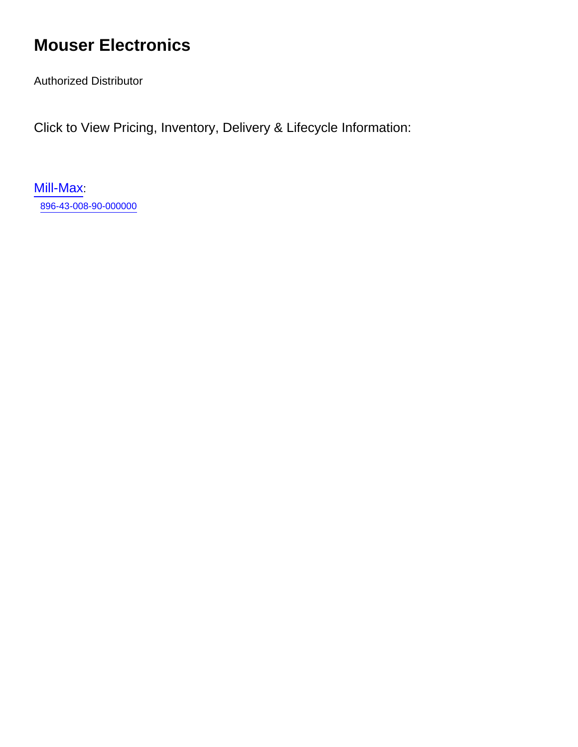# Mouser Electronics

Authorized Distributor

Click to View Pricing, Inventory, Delivery & Lifecycle Information:

Mill-Max:

896-43-008-90-000000